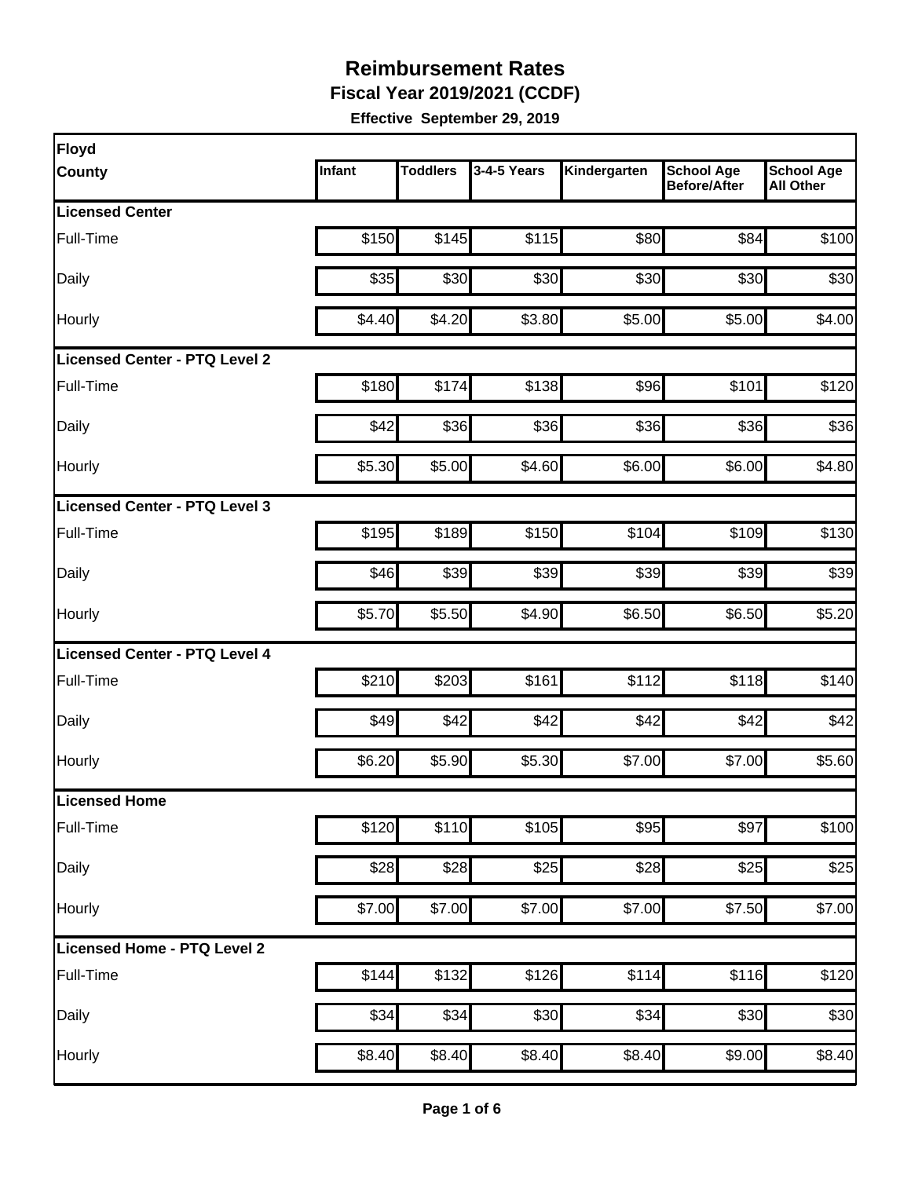# Reimbursement Rates

**Fiscal Year 2019/2021 (CCDF)**

**Effective September 29, 2019**

| Floyd County | Infant | Toddlers | 3-4-5 Years | Kindergarten | School Age Before/After | School Age All Other |
|---|---|---|---|---|---|---|
| **Licensed Center** | | | | | | |
| Full-Time | $150 | $145 | $115 | $80 | $84 | $100 |
| Daily | $35 | $30 | $30 | $30 | $30 | $30 |
| Hourly | $4.40 | $4.20 | $3.80 | $5.00 | $5.00 | $4.00 |
| **Licensed Center - PTQ Level 2** | | | | | | |
| Full-Time | $180 | $174 | $138 | $96 | $101 | $120 |
| Daily | $42 | $36 | $36 | $36 | $36 | $36 |
| Hourly | $5.30 | $5.00 | $4.60 | $6.00 | $6.00 | $4.80 |
| **Licensed Center - PTQ Level 3** | | | | | | |
| Full-Time | $195 | $189 | $150 | $104 | $109 | $130 |
| Daily | $46 | $39 | $39 | $39 | $39 | $39 |
| Hourly | $5.70 | $5.50 | $4.90 | $6.50 | $6.50 | $5.20 |
| **Licensed Center - PTQ Level 4** | | | | | | |
| Full-Time | $210 | $203 | $161 | $112 | $118 | $140 |
| Daily | $49 | $42 | $42 | $42 | $42 | $42 |
| Hourly | $6.20 | $5.90 | $5.30 | $7.00 | $7.00 | $5.60 |
| **Licensed Home** | | | | | | |
| Full-Time | $120 | $110 | $105 | $95 | $97 | $100 |
| Daily | $28 | $28 | $25 | $28 | $25 | $25 |
| Hourly | $7.00 | $7.00 | $7.00 | $7.00 | $7.50 | $7.00 |
| **Licensed Home - PTQ Level 2** | | | | | | |
| Full-Time | $144 | $132 | $126 | $114 | $116 | $120 |
| Daily | $34 | $34 | $30 | $34 | $30 | $30 |
| Hourly | $8.40 | $8.40 | $8.40 | $8.40 | $9.00 | $8.40 |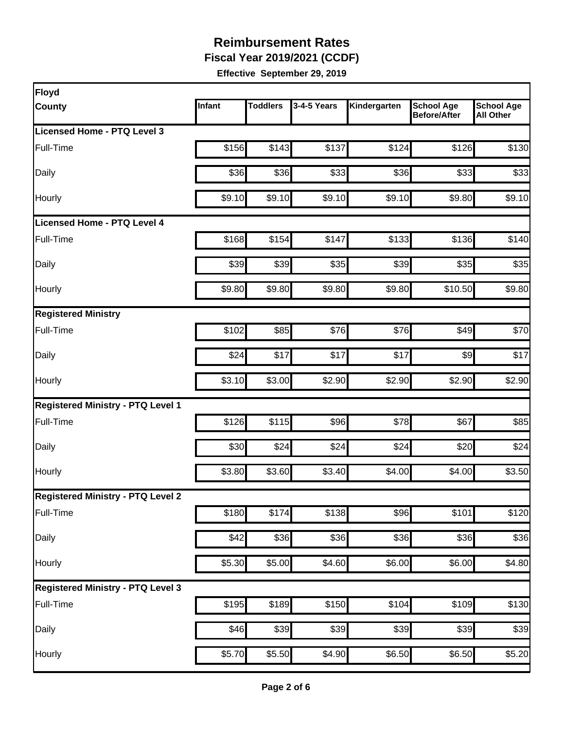# Reimbursement Rates

**Fiscal Year 2019/2021 (CCDF)**

**Effective September 29, 2019**

| Floyd County | Infant | Toddlers | 3-4-5 Years | Kindergarten | School Age Before/After | School Age All Other |
|---|---|---|---|---|---|---|
| **Licensed Home - PTQ Level 3** | | | | | | |
| Full-Time | $156 | $143 | $137 | $124 | $126 | $130 |
| Daily | $36 | $36 | $33 | $36 | $33 | $33 |
| Hourly | $9.10 | $9.10 | $9.10 | $9.10 | $9.80 | $9.10 |
| **Licensed Home - PTQ Level 4** | | | | | | |
| Full-Time | $168 | $154 | $147 | $133 | $136 | $140 |
| Daily | $39 | $39 | $35 | $39 | $35 | $35 |
| Hourly | $9.80 | $9.80 | $9.80 | $9.80 | $10.50 | $9.80 |
| **Registered Ministry** | | | | | | |
| Full-Time | $102 | $85 | $76 | $76 | $49 | $70 |
| Daily | $24 | $17 | $17 | $17 | $9 | $17 |
| Hourly | $3.10 | $3.00 | $2.90 | $2.90 | $2.90 | $2.90 |
| **Registered Ministry - PTQ Level 1** | | | | | | |
| Full-Time | $126 | $115 | $96 | $78 | $67 | $85 |
| Daily | $30 | $24 | $24 | $24 | $20 | $24 |
| Hourly | $3.80 | $3.60 | $3.40 | $4.00 | $4.00 | $3.50 |
| **Registered Ministry - PTQ Level 2** | | | | | | |
| Full-Time | $180 | $174 | $138 | $96 | $101 | $120 |
| Daily | $42 | $36 | $36 | $36 | $36 | $36 |
| Hourly | $5.30 | $5.00 | $4.60 | $6.00 | $6.00 | $4.80 |
| **Registered Ministry - PTQ Level 3** | | | | | | |
| Full-Time | $195 | $189 | $150 | $104 | $109 | $130 |
| Daily | $46 | $39 | $39 | $39 | $39 | $39 |
| Hourly | $5.70 | $5.50 | $4.90 | $6.50 | $6.50 | $5.20 |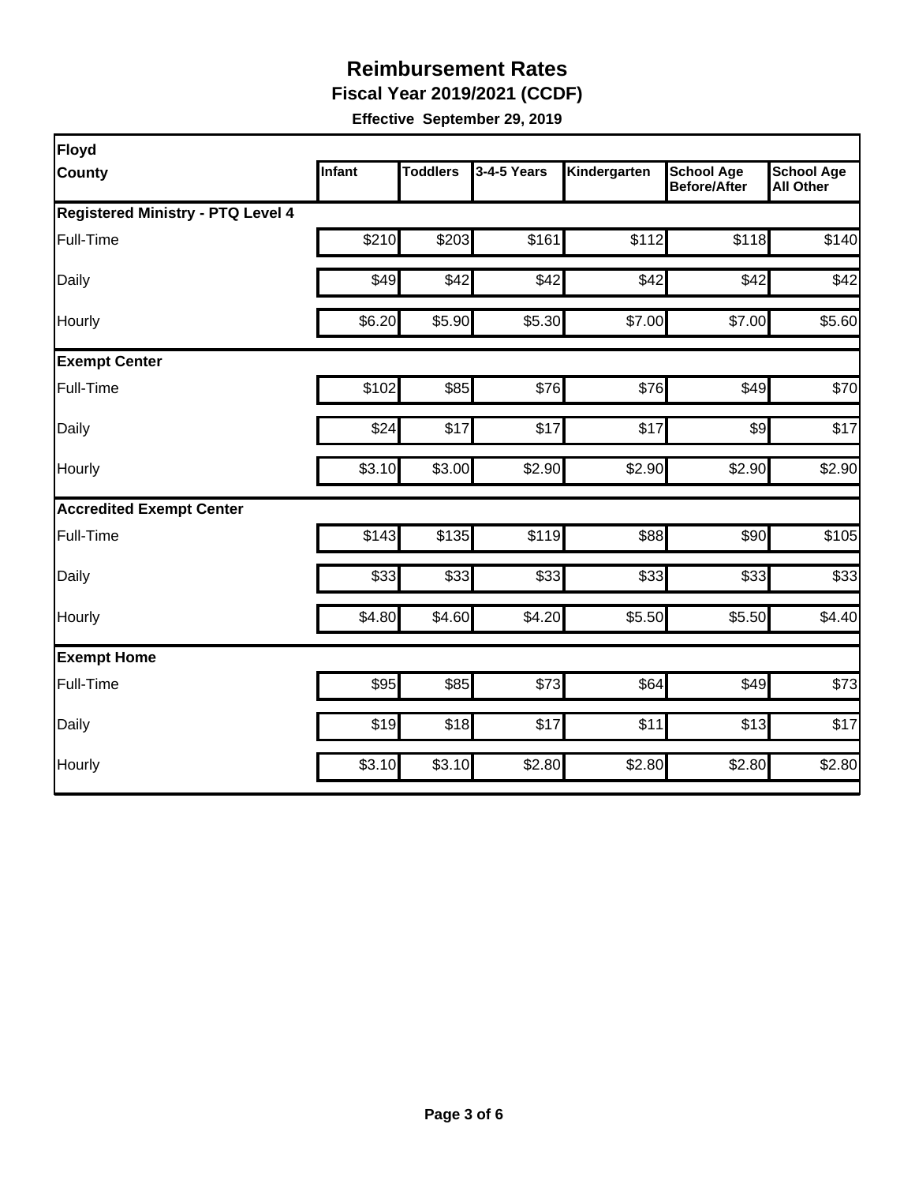# Reimbursement Rates

**Fiscal Year 2019/2021 (CCDF)**

**Effective September 29, 2019**

| Floyd County | Infant | Toddlers | 3-4-5 Years | Kindergarten | School Age Before/After | School Age All Other |
|---|---|---|---|---|---|---|
| **Registered Ministry - PTQ Level 4** | | | | | | |
| Full-Time | $210 | $203 | $161 | $112 | $118 | $140 |
| Daily | $49 | $42 | $42 | $42 | $42 | $42 |
| Hourly | $6.20 | $5.90 | $5.30 | $7.00 | $7.00 | $5.60 |
| **Exempt Center** | | | | | | |
| Full-Time | $102 | $85 | $76 | $76 | $49 | $70 |
| Daily | $24 | $17 | $17 | $17 | $9 | $17 |
| Hourly | $3.10 | $3.00 | $2.90 | $2.90 | $2.90 | $2.90 |
| **Accredited Exempt Center** | | | | | | |
| Full-Time | $143 | $135 | $119 | $88 | $90 | $105 |
| Daily | $33 | $33 | $33 | $33 | $33 | $33 |
| Hourly | $4.80 | $4.60 | $4.20 | $5.50 | $5.50 | $4.40 |
| **Exempt Home** | | | | | | |
| Full-Time | $95 | $85 | $73 | $64 | $49 | $73 |
| Daily | $19 | $18 | $17 | $11 | $13 | $17 |
| Hourly | $3.10 | $3.10 | $2.80 | $2.80 | $2.80 | $2.80 |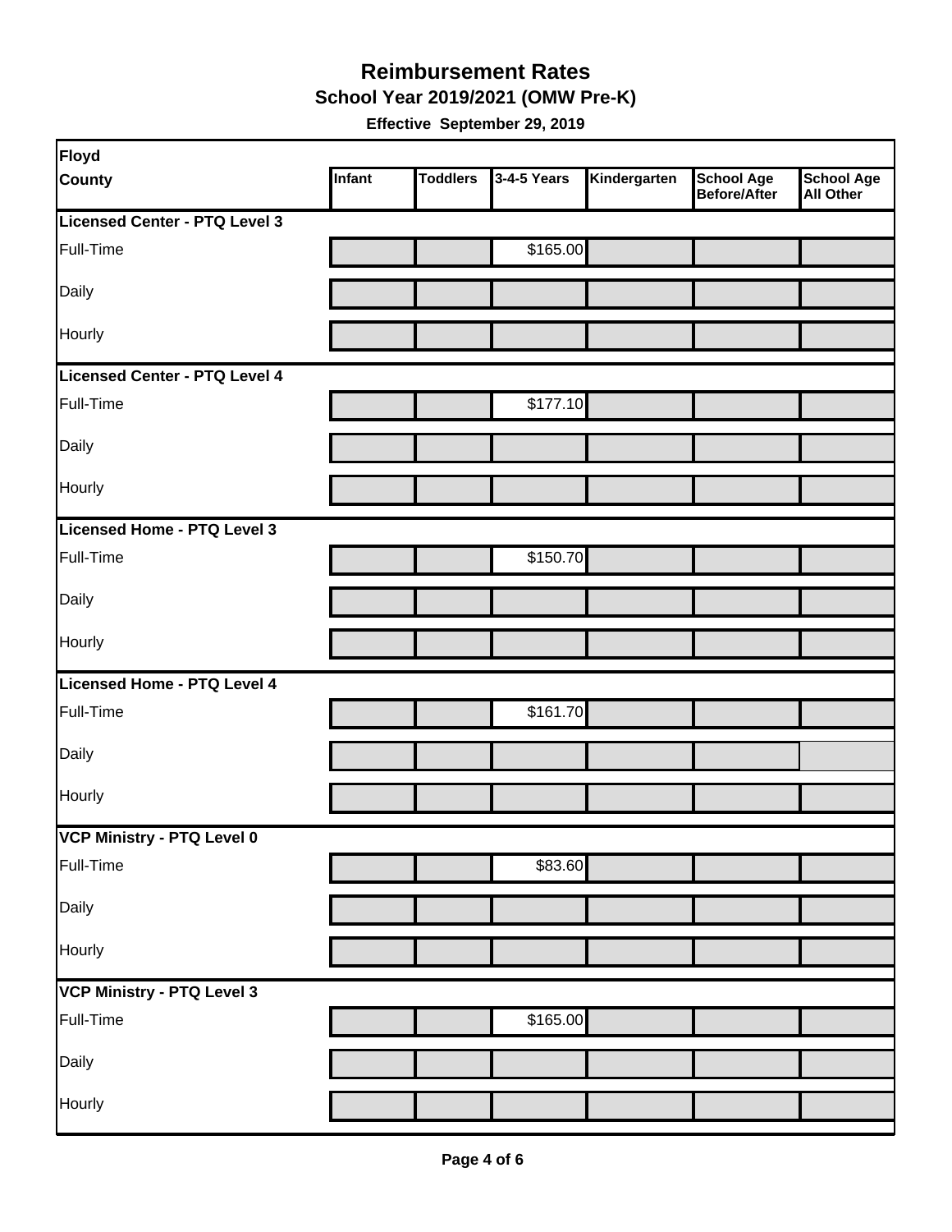# Reimbursement Rates

## School Year 2019/2021 (OMW Pre-K)

**Effective September 29, 2019**

| Floyd County | Infant | Toddlers | 3-4-5 Years | Kindergarten | School Age Before/After | School Age All Other |
|---|---|---|---|---|---|---|
| **Licensed Center - PTQ Level 3** | | | | | | |
| Full-Time | | | $165.00 | | | |
| Daily | | | | | | |
| Hourly | | | | | | |
| **Licensed Center - PTQ Level 4** | | | | | | |
| Full-Time | | | $177.10 | | | |
| Daily | | | | | | |
| Hourly | | | | | | |
| **Licensed Home - PTQ Level 3** | | | | | | |
| Full-Time | | | $150.70 | | | |
| Daily | | | | | | |
| Hourly | | | | | | |
| **Licensed Home - PTQ Level 4** | | | | | | |
| Full-Time | | | $161.70 | | | |
| Daily | | | | | | |
| Hourly | | | | | | |
| **VCP Ministry - PTQ Level 0** | | | | | | |
| Full-Time | | | $83.60 | | | |
| Daily | | | | | | |
| Hourly | | | | | | |
| **VCP Ministry - PTQ Level 3** | | | | | | |
| Full-Time | | | $165.00 | | | |
| Daily | | | | | | |
| Hourly | | | | | | |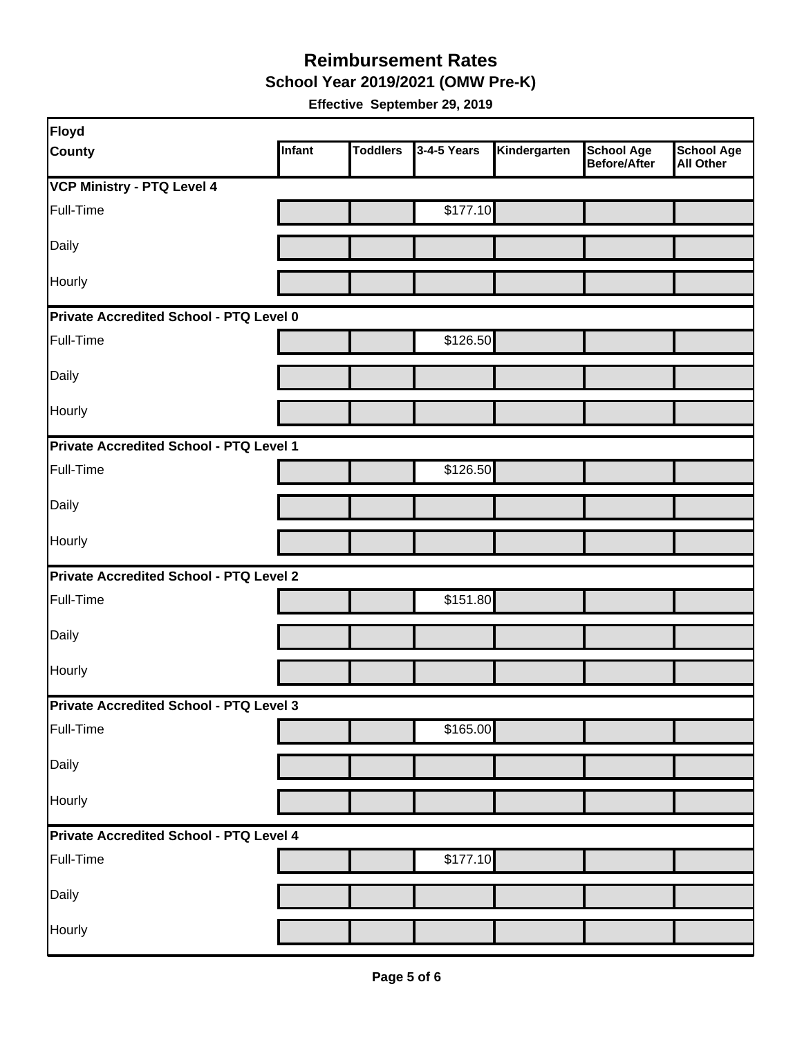# Reimbursement Rates

## School Year 2019/2021 (OMW Pre-K)

**Effective September 29, 2019**

| Floyd County | Infant | Toddlers | 3-4-5 Years | Kindergarten | School Age Before/After | School Age All Other |
|---|---|---|---|---|---|---|
| **VCP Ministry - PTQ Level 4** | | | | | | |
| Full-Time | | | $177.10 | | | |
| Daily | | | | | | |
| Hourly | | | | | | |
| **Private Accredited School - PTQ Level 0** | | | | | | |
| Full-Time | | | $126.50 | | | |
| Daily | | | | | | |
| Hourly | | | | | | |
| **Private Accredited School - PTQ Level 1** | | | | | | |
| Full-Time | | | $126.50 | | | |
| Daily | | | | | | |
| Hourly | | | | | | |
| **Private Accredited School - PTQ Level 2** | | | | | | |
| Full-Time | | | $151.80 | | | |
| Daily | | | | | | |
| Hourly | | | | | | |
| **Private Accredited School - PTQ Level 3** | | | | | | |
| Full-Time | | | $165.00 | | | |
| Daily | | | | | | |
| Hourly | | | | | | |
| **Private Accredited School - PTQ Level 4** | | | | | | |
| Full-Time | | | $177.10 | | | |
| Daily | | | | | | |
| Hourly | | | | | | |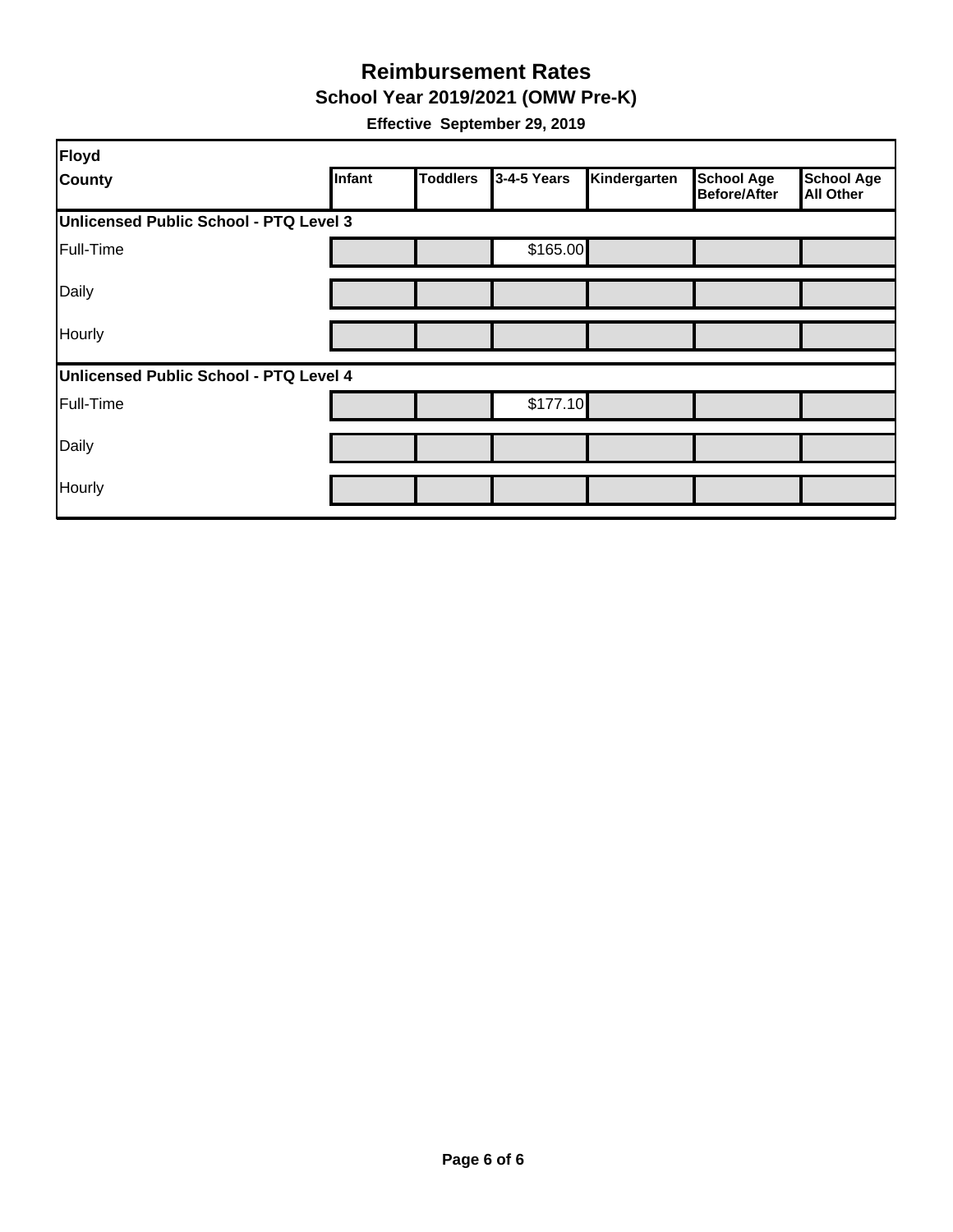# Reimbursement Rates

## School Year 2019/2021 (OMW Pre-K)

**Effective September 29, 2019**

| Floyd County | Infant | Toddlers | 3-4-5 Years | Kindergarten | School Age Before/After | School Age All Other |
|---|---|---|---|---|---|---|
| **Unlicensed Public School - PTQ Level 3** | | | | | | |
| Full-Time | | | $165.00 | | | |
| Daily | | | | | | |
| Hourly | | | | | | |
| **Unlicensed Public School - PTQ Level 4** | | | | | | |
| Full-Time | | | $177.10 | | | |
| Daily | | | | | | |
| Hourly | | | | | | |